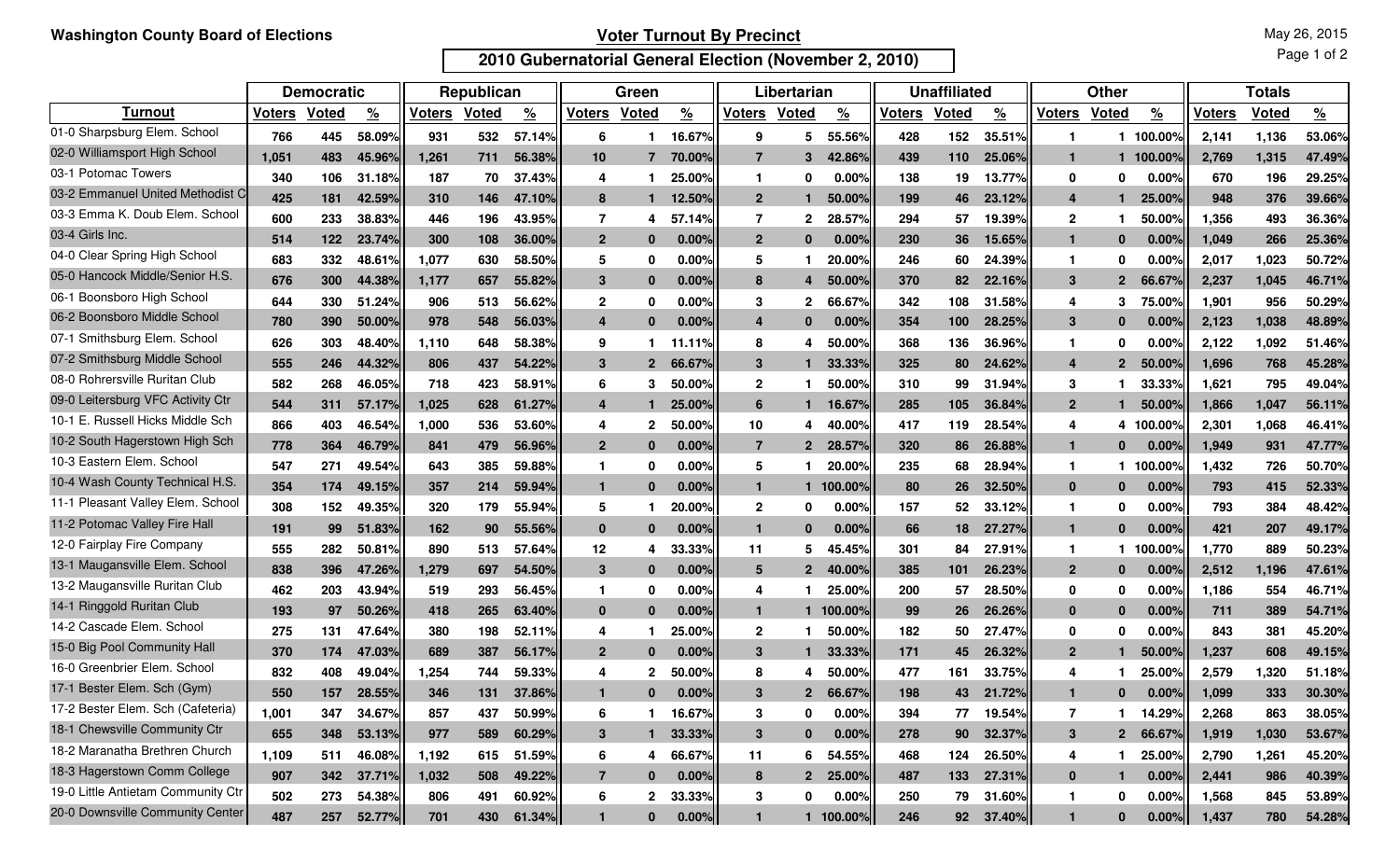Washington County Board of Elections

May 26, 2015

## Voter Turnout By Precinct

## 2010 Gubernatorial General Election (November 2, 2010)

| | Democratic | | | Republican | | | Green | | | Libertarian | | | Unaffiliated | | | Other | | | Totals | | |
|---|---|---|---|---|---|---|---|---|---|---|---|---|---|---|---|---|---|---|---|---|---|
| **Turnout** | **Voters** | **Voted** | **%** | **Voters** | **Voted** | **%** | **Voters** | **Voted** | **%** | **Voters** | **Voted** | **%** | **Voters** | **Voted** | **%** | **Voters** | **Voted** | **%** | **Voters** | **Voted** | **%** |
| 01-0 Sharpsburg Elem. School | 766 | 445 | 58.09% | 931 | 532 | 57.14% | 6 | 1 | 16.67% | 9 | 5 | 55.56% | 428 | 152 | 35.51% | 1 | 1 | 100.00% | 2,141 | 1,136 | 53.06% |
| 02-0 Williamsport High School | 1,051 | 483 | 45.96% | 1,261 | 711 | 56.38% | 10 | 7 | 70.00% | 7 | 3 | 42.86% | 439 | 110 | 25.06% | 1 | 1 | 100.00% | 2,769 | 1,315 | 47.49% |
| 03-1 Potomac Towers | 340 | 106 | 31.18% | 187 | 70 | 37.43% | 4 | 1 | 25.00% | 1 | 0 | 0.00% | 138 | 19 | 13.77% | 0 | 0 | 0.00% | 670 | 196 | 29.25% |
| 03-2 Emmanuel United Methodist C | 425 | 181 | 42.59% | 310 | 146 | 47.10% | 8 | 1 | 12.50% | 2 | 1 | 50.00% | 199 | 46 | 23.12% | 4 | 1 | 25.00% | 948 | 376 | 39.66% |
| 03-3 Emma K. Doub Elem. School | 600 | 233 | 38.83% | 446 | 196 | 43.95% | 7 | 4 | 57.14% | 7 | 2 | 28.57% | 294 | 57 | 19.39% | 2 | 1 | 50.00% | 1,356 | 493 | 36.36% |
| 03-4 Girls Inc. | 514 | 122 | 23.74% | 300 | 108 | 36.00% | 2 | 0 | 0.00% | 2 | 0 | 0.00% | 230 | 36 | 15.65% | 1 | 0 | 0.00% | 1,049 | 266 | 25.36% |
| 04-0 Clear Spring High School | 683 | 332 | 48.61% | 1,077 | 630 | 58.50% | 5 | 0 | 0.00% | 5 | 1 | 20.00% | 246 | 60 | 24.39% | 1 | 0 | 0.00% | 2,017 | 1,023 | 50.72% |
| 05-0 Hancock Middle/Senior H.S. | 676 | 300 | 44.38% | 1,177 | 657 | 55.82% | 3 | 0 | 0.00% | 8 | 4 | 50.00% | 370 | 82 | 22.16% | 3 | 2 | 66.67% | 2,237 | 1,045 | 46.71% |
| 06-1 Boonsboro High School | 644 | 330 | 51.24% | 906 | 513 | 56.62% | 2 | 0 | 0.00% | 3 | 2 | 66.67% | 342 | 108 | 31.58% | 4 | 3 | 75.00% | 1,901 | 956 | 50.29% |
| 06-2 Boonsboro Middle School | 780 | 390 | 50.00% | 978 | 548 | 56.03% | 4 | 0 | 0.00% | 4 | 0 | 0.00% | 354 | 100 | 28.25% | 3 | 0 | 0.00% | 2,123 | 1,038 | 48.89% |
| 07-1 Smithsburg Elem. School | 626 | 303 | 48.40% | 1,110 | 648 | 58.38% | 9 | 1 | 11.11% | 8 | 4 | 50.00% | 368 | 136 | 36.96% | 1 | 0 | 0.00% | 2,122 | 1,092 | 51.46% |
| 07-2 Smithsburg Middle School | 555 | 246 | 44.32% | 806 | 437 | 54.22% | 3 | 2 | 66.67% | 3 | 1 | 33.33% | 325 | 80 | 24.62% | 4 | 2 | 50.00% | 1,696 | 768 | 45.28% |
| 08-0 Rohrersville Ruritan Club | 582 | 268 | 46.05% | 718 | 423 | 58.91% | 6 | 3 | 50.00% | 2 | 1 | 50.00% | 310 | 99 | 31.94% | 3 | 1 | 33.33% | 1,621 | 795 | 49.04% |
| 09-0 Leitersburg VFC Activity Ctr | 544 | 311 | 57.17% | 1,025 | 628 | 61.27% | 4 | 1 | 25.00% | 6 | 1 | 16.67% | 285 | 105 | 36.84% | 2 | 1 | 50.00% | 1,866 | 1,047 | 56.11% |
| 10-1 E. Russell Hicks Middle Sch | 866 | 403 | 46.54% | 1,000 | 536 | 53.60% | 4 | 2 | 50.00% | 10 | 4 | 40.00% | 417 | 119 | 28.54% | 4 | 4 | 100.00% | 2,301 | 1,068 | 46.41% |
| 10-2 South Hagerstown High Sch | 778 | 364 | 46.79% | 841 | 479 | 56.96% | 2 | 0 | 0.00% | 7 | 2 | 28.57% | 320 | 86 | 26.88% | 1 | 0 | 0.00% | 1,949 | 931 | 47.77% |
| 10-3 Eastern Elem. School | 547 | 271 | 49.54% | 643 | 385 | 59.88% | 1 | 0 | 0.00% | 5 | 1 | 20.00% | 235 | 68 | 28.94% | 1 | 1 | 100.00% | 1,432 | 726 | 50.70% |
| 10-4 Wash County Technical H.S. | 354 | 174 | 49.15% | 357 | 214 | 59.94% | 1 | 0 | 0.00% | 1 | 1 | 100.00% | 80 | 26 | 32.50% | 0 | 0 | 0.00% | 793 | 415 | 52.33% |
| 11-1 Pleasant Valley Elem. School | 308 | 152 | 49.35% | 320 | 179 | 55.94% | 5 | 1 | 20.00% | 2 | 0 | 0.00% | 157 | 52 | 33.12% | 1 | 0 | 0.00% | 793 | 384 | 48.42% |
| 11-2 Potomac Valley Fire Hall | 191 | 99 | 51.83% | 162 | 90 | 55.56% | 0 | 0 | 0.00% | 1 | 0 | 0.00% | 66 | 18 | 27.27% | 1 | 0 | 0.00% | 421 | 207 | 49.17% |
| 12-0 Fairplay Fire Company | 555 | 282 | 50.81% | 890 | 513 | 57.64% | 12 | 4 | 33.33% | 11 | 5 | 45.45% | 301 | 84 | 27.91% | 1 | 1 | 100.00% | 1,770 | 889 | 50.23% |
| 13-1 Maugansville Elem. School | 838 | 396 | 47.26% | 1,279 | 697 | 54.50% | 3 | 0 | 0.00% | 5 | 2 | 40.00% | 385 | 101 | 26.23% | 2 | 0 | 0.00% | 2,512 | 1,196 | 47.61% |
| 13-2 Maugansville Ruritan Club | 462 | 203 | 43.94% | 519 | 293 | 56.45% | 1 | 0 | 0.00% | 4 | 1 | 25.00% | 200 | 57 | 28.50% | 0 | 0 | 0.00% | 1,186 | 554 | 46.71% |
| 14-1 Ringgold Ruritan Club | 193 | 97 | 50.26% | 418 | 265 | 63.40% | 0 | 0 | 0.00% | 1 | 1 | 100.00% | 99 | 26 | 26.26% | 0 | 0 | 0.00% | 711 | 389 | 54.71% |
| 14-2 Cascade Elem. School | 275 | 131 | 47.64% | 380 | 198 | 52.11% | 4 | 1 | 25.00% | 2 | 1 | 50.00% | 182 | 50 | 27.47% | 0 | 0 | 0.00% | 843 | 381 | 45.20% |
| 15-0 Big Pool Community Hall | 370 | 174 | 47.03% | 689 | 387 | 56.17% | 2 | 0 | 0.00% | 3 | 1 | 33.33% | 171 | 45 | 26.32% | 2 | 1 | 50.00% | 1,237 | 608 | 49.15% |
| 16-0 Greenbrier Elem. School | 832 | 408 | 49.04% | 1,254 | 744 | 59.33% | 4 | 2 | 50.00% | 8 | 4 | 50.00% | 477 | 161 | 33.75% | 4 | 1 | 25.00% | 2,579 | 1,320 | 51.18% |
| 17-1 Bester Elem. Sch (Gym) | 550 | 157 | 28.55% | 346 | 131 | 37.86% | 1 | 0 | 0.00% | 3 | 2 | 66.67% | 198 | 43 | 21.72% | 1 | 0 | 0.00% | 1,099 | 333 | 30.30% |
| 17-2 Bester Elem. Sch (Cafeteria) | 1,001 | 347 | 34.67% | 857 | 437 | 50.99% | 6 | 1 | 16.67% | 3 | 0 | 0.00% | 394 | 77 | 19.54% | 7 | 1 | 14.29% | 2,268 | 863 | 38.05% |
| 18-1 Chewsville Community Ctr | 655 | 348 | 53.13% | 977 | 589 | 60.29% | 3 | 1 | 33.33% | 3 | 0 | 0.00% | 278 | 90 | 32.37% | 3 | 2 | 66.67% | 1,919 | 1,030 | 53.67% |
| 18-2 Maranatha Brethren Church | 1,109 | 511 | 46.08% | 1,192 | 615 | 51.59% | 6 | 4 | 66.67% | 11 | 6 | 54.55% | 468 | 124 | 26.50% | 4 | 1 | 25.00% | 2,790 | 1,261 | 45.20% |
| 18-3 Hagerstown Comm College | 907 | 342 | 37.71% | 1,032 | 508 | 49.22% | 7 | 0 | 0.00% | 8 | 2 | 25.00% | 487 | 133 | 27.31% | 0 | 1 | 0.00% | 2,441 | 986 | 40.39% |
| 19-0 Little Antietam Community Ctr | 502 | 273 | 54.38% | 806 | 491 | 60.92% | 6 | 2 | 33.33% | 3 | 0 | 0.00% | 250 | 79 | 31.60% | 1 | 0 | 0.00% | 1,568 | 845 | 53.89% |
| 20-0 Downsville Community Center | 487 | 257 | 52.77% | 701 | 430 | 61.34% | 1 | 0 | 0.00% | 1 | 1 | 100.00% | 246 | 92 | 37.40% | 1 | 0 | 0.00% | 1,437 | 780 | 54.28% |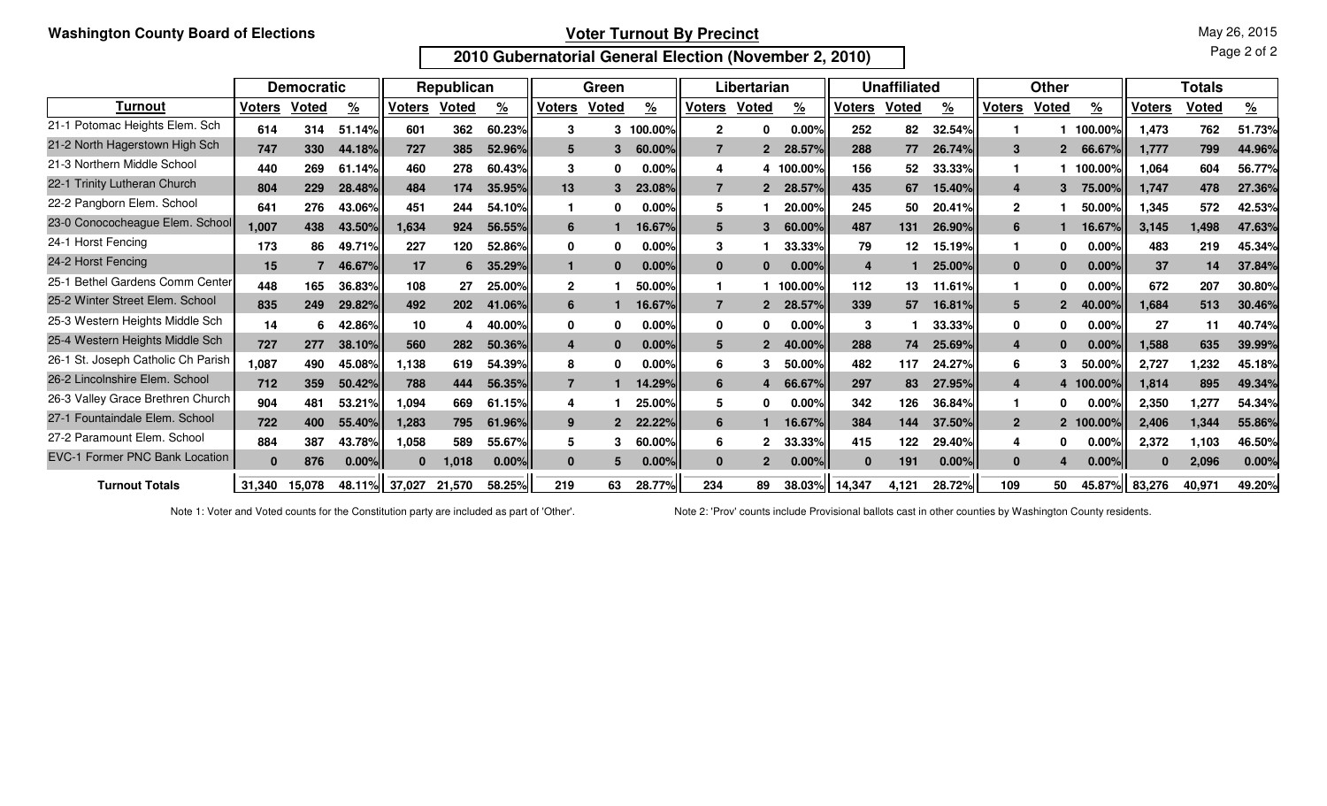**Washington County Board of Elections**

## Voter Turnout By Precinct

### 2010 Gubernatorial General Election (November 2, 2010)

May 26, 2015

| | Democratic | | | Republican | | | Green | | | Libertarian | | | Unaffiliated | | | Other | | | Totals | | |
|---|---|---|---|---|---|---|---|---|---|---|---|---|---|---|---|---|---|---|---|---|---|
| **Turnout** | **Voters** | **Voted** | **%** | **Voters** | **Voted** | **%** | **Voters** | **Voted** | **%** | **Voters** | **Voted** | **%** | **Voters** | **Voted** | **%** | **Voters** | **Voted** | **%** | **Voters** | **Voted** | **%** |
| 21-1 Potomac Heights Elem. Sch | 614 | 314 | 51.14% | 601 | 362 | 60.23% | 3 | 3 | 100.00% | 2 | 0 | 0.00% | 252 | 82 | 32.54% | 1 | 1 | 100.00% | 1,473 | 762 | 51.73% |
| 21-2 North Hagerstown High Sch | 747 | 330 | 44.18% | 727 | 385 | 52.96% | 5 | 3 | 60.00% | 7 | 2 | 28.57% | 288 | 77 | 26.74% | 3 | 2 | 66.67% | 1,777 | 799 | 44.96% |
| 21-3 Northern Middle School | 440 | 269 | 61.14% | 460 | 278 | 60.43% | 3 | 0 | 0.00% | 4 | 4 | 100.00% | 156 | 52 | 33.33% | 1 | 1 | 100.00% | 1,064 | 604 | 56.77% |
| 22-1 Trinity Lutheran Church | 804 | 229 | 28.48% | 484 | 174 | 35.95% | 13 | 3 | 23.08% | 7 | 2 | 28.57% | 435 | 67 | 15.40% | 4 | 3 | 75.00% | 1,747 | 478 | 27.36% |
| 22-2 Pangborn Elem. School | 641 | 276 | 43.06% | 451 | 244 | 54.10% | 1 | 0 | 0.00% | 5 | 1 | 20.00% | 245 | 50 | 20.41% | 2 | 1 | 50.00% | 1,345 | 572 | 42.53% |
| 23-0 Conococheague Elem. School | 1,007 | 438 | 43.50% | 1,634 | 924 | 56.55% | 6 | 1 | 16.67% | 5 | 3 | 60.00% | 487 | 131 | 26.90% | 6 | 1 | 16.67% | 3,145 | 1,498 | 47.63% |
| 24-1 Horst Fencing | 173 | 86 | 49.71% | 227 | 120 | 52.86% | 0 | 0 | 0.00% | 3 | 1 | 33.33% | 79 | 12 | 15.19% | 1 | 0 | 0.00% | 483 | 219 | 45.34% |
| 24-2 Horst Fencing | 15 | 7 | 46.67% | 17 | 6 | 35.29% | 1 | 0 | 0.00% | 0 | 0 | 0.00% | 4 | 1 | 25.00% | 0 | 0 | 0.00% | 37 | 14 | 37.84% |
| 25-1 Bethel Gardens Comm Center | 448 | 165 | 36.83% | 108 | 27 | 25.00% | 2 | 1 | 50.00% | 1 | 1 | 100.00% | 112 | 13 | 11.61% | 1 | 0 | 0.00% | 672 | 207 | 30.80% |
| 25-2 Winter Street Elem. School | 835 | 249 | 29.82% | 492 | 202 | 41.06% | 6 | 1 | 16.67% | 7 | 2 | 28.57% | 339 | 57 | 16.81% | 5 | 2 | 40.00% | 1,684 | 513 | 30.46% |
| 25-3 Western Heights Middle Sch | 14 | 6 | 42.86% | 10 | 4 | 40.00% | 0 | 0 | 0.00% | 0 | 0 | 0.00% | 3 | 1 | 33.33% | 0 | 0 | 0.00% | 27 | 11 | 40.74% |
| 25-4 Western Heights Middle Sch | 727 | 277 | 38.10% | 560 | 282 | 50.36% | 4 | 0 | 0.00% | 5 | 2 | 40.00% | 288 | 74 | 25.69% | 4 | 0 | 0.00% | 1,588 | 635 | 39.99% |
| 26-1 St. Joseph Catholic Ch Parish | 1,087 | 490 | 45.08% | 1,138 | 619 | 54.39% | 8 | 0 | 0.00% | 6 | 3 | 50.00% | 482 | 117 | 24.27% | 6 | 3 | 50.00% | 2,727 | 1,232 | 45.18% |
| 26-2 Lincolnshire Elem. School | 712 | 359 | 50.42% | 788 | 444 | 56.35% | 7 | 1 | 14.29% | 6 | 4 | 66.67% | 297 | 83 | 27.95% | 4 | 4 | 100.00% | 1,814 | 895 | 49.34% |
| 26-3 Valley Grace Brethren Church | 904 | 481 | 53.21% | 1,094 | 669 | 61.15% | 4 | 1 | 25.00% | 5 | 0 | 0.00% | 342 | 126 | 36.84% | 1 | 0 | 0.00% | 2,350 | 1,277 | 54.34% |
| 27-1 Fountaindale Elem. School | 722 | 400 | 55.40% | 1,283 | 795 | 61.96% | 9 | 2 | 22.22% | 6 | 1 | 16.67% | 384 | 144 | 37.50% | 2 | 2 | 100.00% | 2,406 | 1,344 | 55.86% |
| 27-2 Paramount Elem. School | 884 | 387 | 43.78% | 1,058 | 589 | 55.67% | 5 | 3 | 60.00% | 6 | 2 | 33.33% | 415 | 122 | 29.40% | 4 | 0 | 0.00% | 2,372 | 1,103 | 46.50% |
| EVC-1 Former PNC Bank Location | 0 | 876 | 0.00% | 0 | 1,018 | 0.00% | 0 | 5 | 0.00% | 0 | 2 | 0.00% | 0 | 191 | 0.00% | 0 | 4 | 0.00% | 0 | 2,096 | 0.00% |
| **Turnout Totals** | 31,340 | 15,078 | 48.11% | 37,027 | 21,570 | 58.25% | 219 | 63 | 28.77% | 234 | 89 | 38.03% | 14,347 | 4,121 | 28.72% | 109 | 50 | 45.87% | 83,276 | 40,971 | 49.20% |

Note 1: Voter and Voted counts for the Constitution party are included as part of 'Other'.

Note 2: 'Prov' counts include Provisional ballots cast in other counties by Washington County residents.